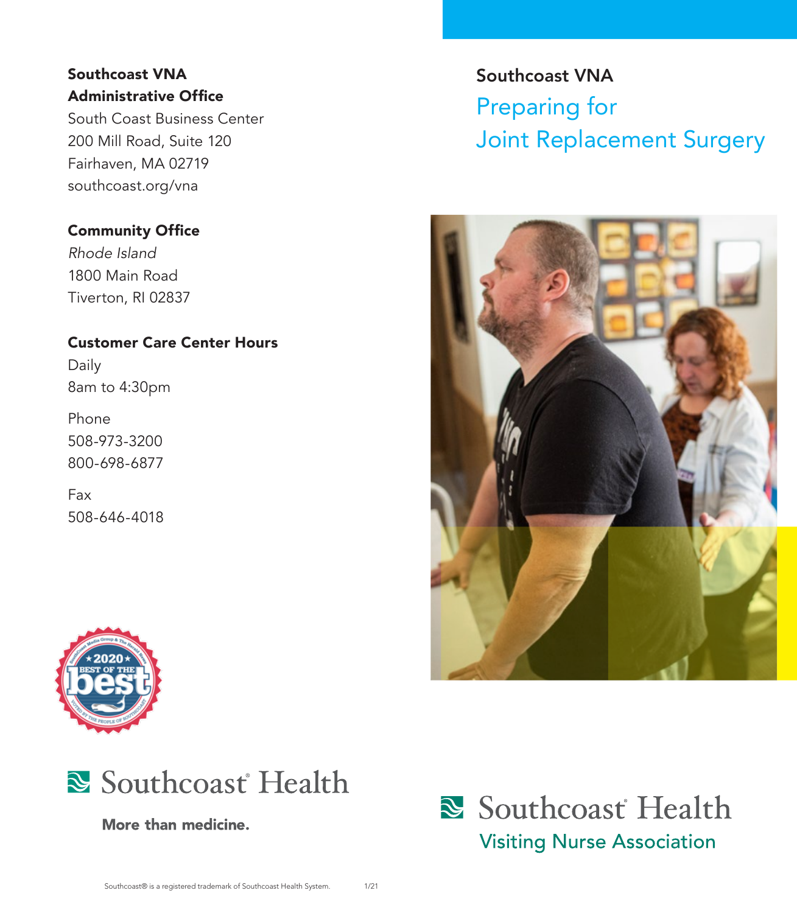# Southcoast VNA

## Preparing for Joint Replacement Surgery

Southcoast Health
Visiting Nurse Association

**Southcoast VNA**
**Administrative Office**
South Coast Business Center
200 Mill Road, Suite 120
Fairhaven, MA 02719
southcoast.org/vna

**Community Office**
*Rhode Island*
1800 Main Road
Tiverton, RI 02837

**Customer Care Center Hours**
Daily
8am to 4:30pm

Phone
508-973-3200
800-698-6877

Fax
508-646-4018

Southcoast Health

**More than medicine.**

Southcoast® is a registered trademark of Southcoast Health System. 1/21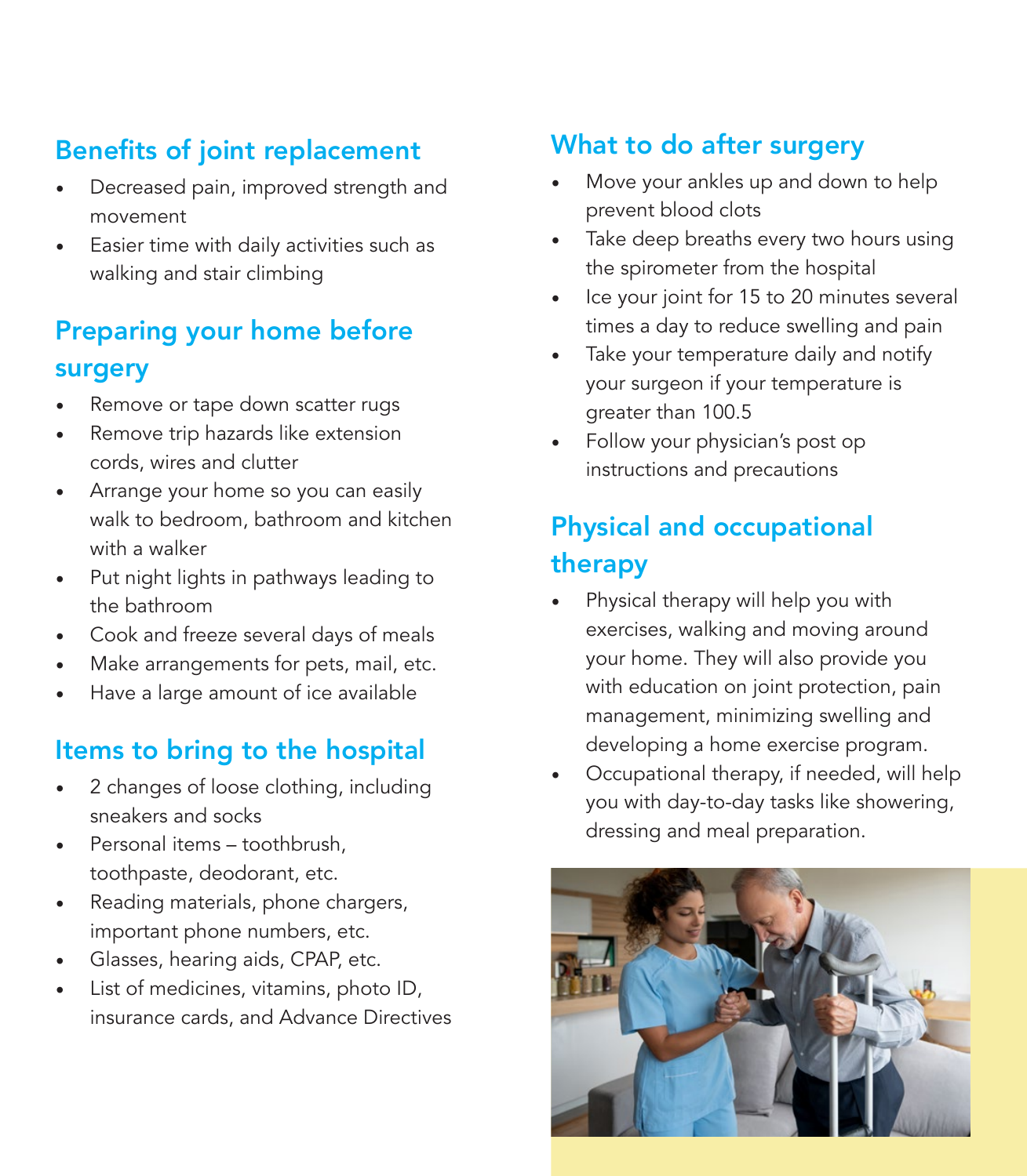## Benefits of joint replacement

- Decreased pain, improved strength and movement
- Easier time with daily activities such as walking and stair climbing

## Preparing your home before surgery

- Remove or tape down scatter rugs
- Remove trip hazards like extension cords, wires and clutter
- Arrange your home so you can easily walk to bedroom, bathroom and kitchen with a walker
- Put night lights in pathways leading to the bathroom
- Cook and freeze several days of meals
- Make arrangements for pets, mail, etc.
- Have a large amount of ice available

## Items to bring to the hospital

- 2 changes of loose clothing, including sneakers and socks
- Personal items – toothbrush, toothpaste, deodorant, etc.
- Reading materials, phone chargers, important phone numbers, etc.
- Glasses, hearing aids, CPAP, etc.
- List of medicines, vitamins, photo ID, insurance cards, and Advance Directives

## What to do after surgery

- Move your ankles up and down to help prevent blood clots
- Take deep breaths every two hours using the spirometer from the hospital
- Ice your joint for 15 to 20 minutes several times a day to reduce swelling and pain
- Take your temperature daily and notify your surgeon if your temperature is greater than 100.5
- Follow your physician's post op instructions and precautions

## Physical and occupational therapy

- Physical therapy will help you with exercises, walking and moving around your home. They will also provide you with education on joint protection, pain management, minimizing swelling and developing a home exercise program.
- Occupational therapy, if needed, will help you with day-to-day tasks like showering, dressing and meal preparation.